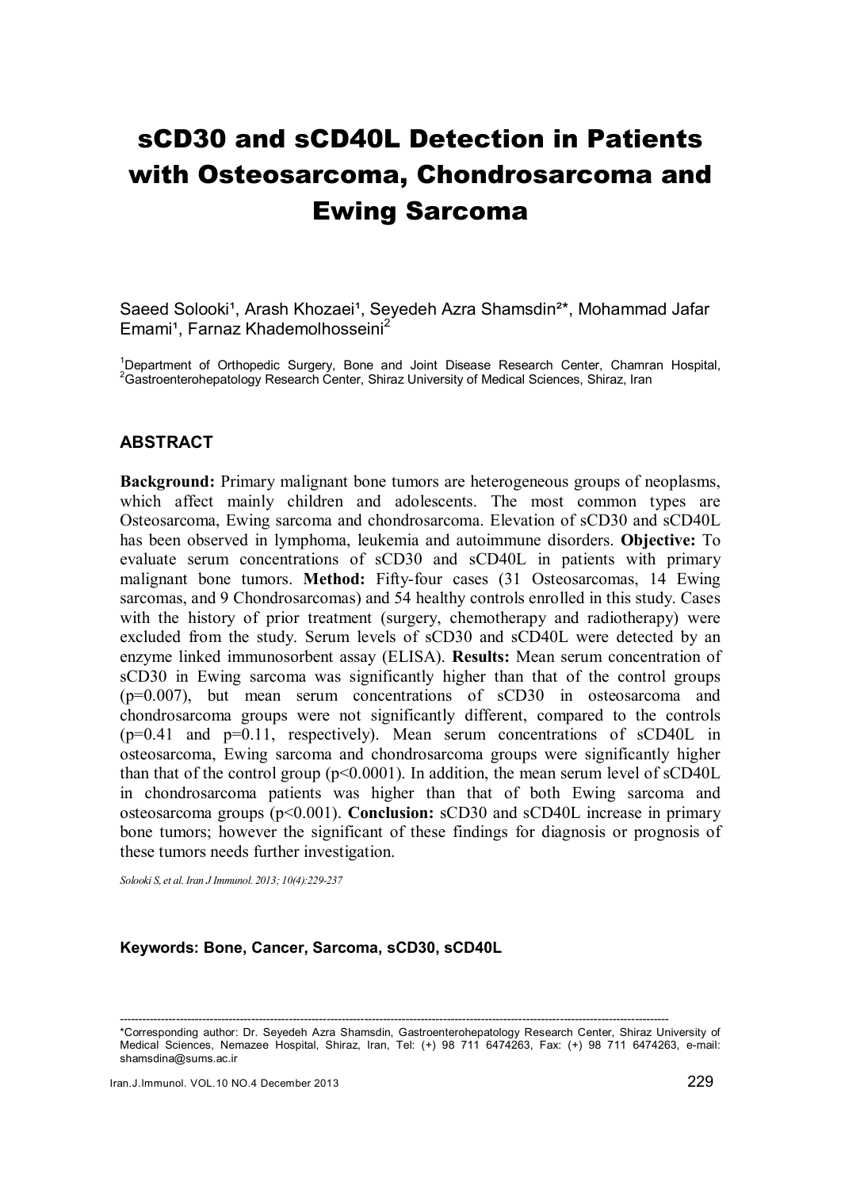# sCD30 and sCD40L Detection in Patients with Osteosarcoma, Chondrosarcoma and Ewing Sarcoma

Saeed Solooki[1], Arash Khozaei[1], Seyedeh Azra Shamsdin[2]*, Mohammad Jafar Emami[1], Farnaz Khademolhosseini[2]

[1]Department of Orthopedic Surgery, Bone and Joint Disease Research Center, Chamran Hospital, [2]Gastroenterohepatology Research Center, Shiraz University of Medical Sciences, Shiraz, Iran

## ABSTRACT

**Background:** Primary malignant bone tumors are heterogeneous groups of neoplasms, which affect mainly children and adolescents. The most common types are Osteosarcoma, Ewing sarcoma and chondrosarcoma. Elevation of sCD30 and sCD40L has been observed in lymphoma, leukemia and autoimmune disorders. **Objective:** To evaluate serum concentrations of sCD30 and sCD40L in patients with primary malignant bone tumors. **Method:** Fifty-four cases (31 Osteosarcomas, 14 Ewing sarcomas, and 9 Chondrosarcomas) and 54 healthy controls enrolled in this study. Cases with the history of prior treatment (surgery, chemotherapy and radiotherapy) were excluded from the study. Serum levels of sCD30 and sCD40L were detected by an enzyme linked immunosorbent assay (ELISA). **Results:** Mean serum concentration of sCD30 in Ewing sarcoma was significantly higher than that of the control groups ($p=0.007$), but mean serum concentrations of sCD30 in osteosarcoma and chondrosarcoma groups were not significantly different, compared to the controls ($p=0.41$ and $p=0.11$, respectively). Mean serum concentrations of sCD40L in osteosarcoma, Ewing sarcoma and chondrosarcoma groups were significantly higher than that of the control group ($p<0.0001$). In addition, the mean serum level of sCD40L in chondrosarcoma patients was higher than that of both Ewing sarcoma and osteosarcoma groups ($p<0.001$). **Conclusion:** sCD30 and sCD40L increase in primary bone tumors; however the significant of these findings for diagnosis or prognosis of these tumors needs further investigation.

*Solooki S, et al. Iran J Immunol. 2013; 10(4):229-237*

**Keywords: Bone, Cancer, Sarcoma, sCD30, sCD40L**

---

*Corresponding author: Dr. Seyedeh Azra Shamsdin, Gastroenterohepatology Research Center, Shiraz University of Medical Sciences, Nemazee Hospital, Shiraz, Iran, Tel: (+) 98 711 6474263, Fax: (+) 98 711 6474263, e-mail: shamsdina@sums.ac.ir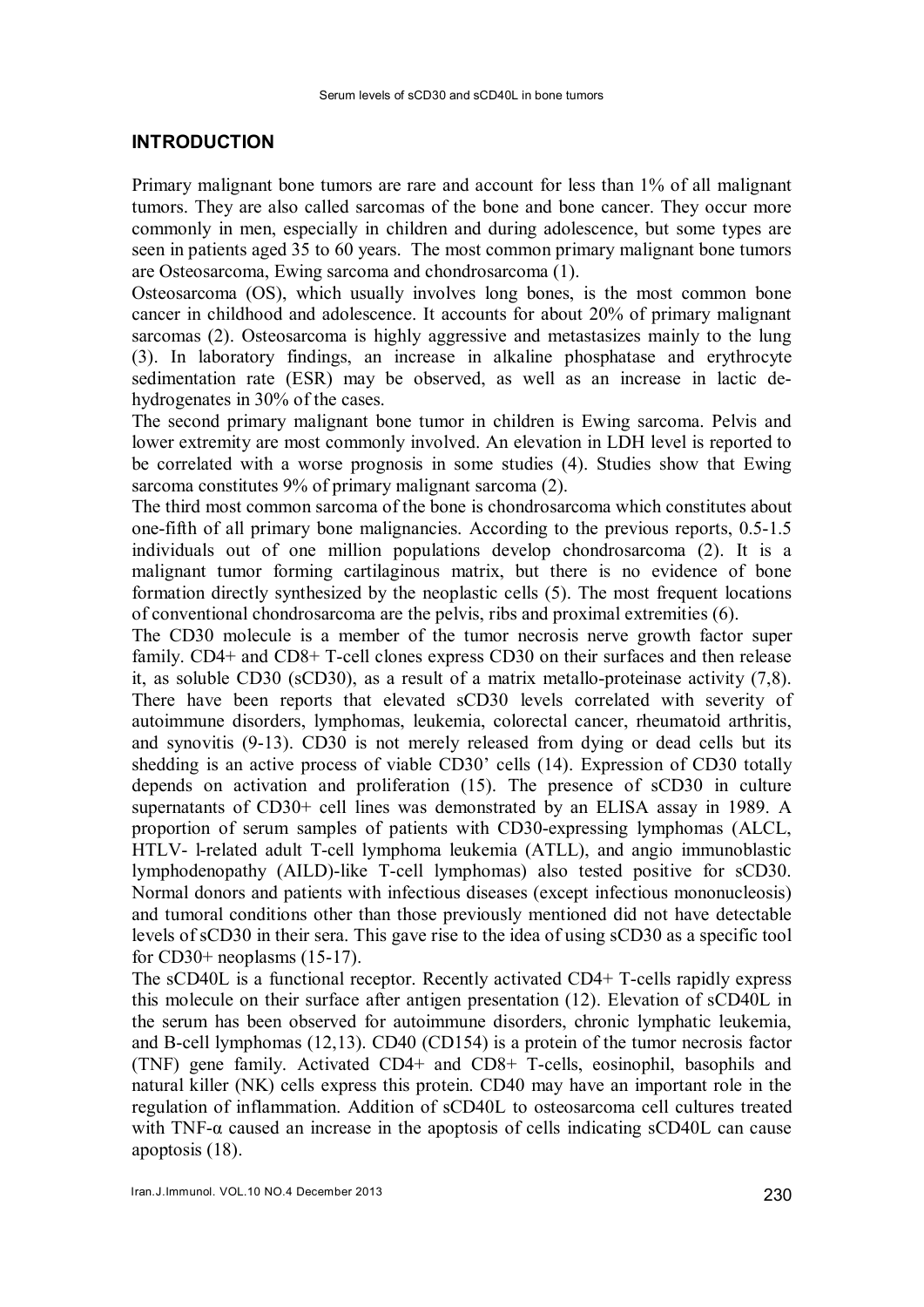## INTRODUCTION

Primary malignant bone tumors are rare and account for less than 1% of all malignant tumors. They are also called sarcomas of the bone and bone cancer. They occur more commonly in men, especially in children and during adolescence, but some types are seen in patients aged 35 to 60 years. The most common primary malignant bone tumors are Osteosarcoma, Ewing sarcoma and chondrosarcoma (1).

Osteosarcoma (OS), which usually involves long bones, is the most common bone cancer in childhood and adolescence. It accounts for about 20% of primary malignant sarcomas (2). Osteosarcoma is highly aggressive and metastasizes mainly to the lung (3). In laboratory findings, an increase in alkaline phosphatase and erythrocyte sedimentation rate (ESR) may be observed, as well as an increase in lactic de-hydrogenates in 30% of the cases.

The second primary malignant bone tumor in children is Ewing sarcoma. Pelvis and lower extremity are most commonly involved. An elevation in LDH level is reported to be correlated with a worse prognosis in some studies (4). Studies show that Ewing sarcoma constitutes 9% of primary malignant sarcoma (2).

The third most common sarcoma of the bone is chondrosarcoma which constitutes about one-fifth of all primary bone malignancies. According to the previous reports, 0.5-1.5 individuals out of one million populations develop chondrosarcoma (2). It is a malignant tumor forming cartilaginous matrix, but there is no evidence of bone formation directly synthesized by the neoplastic cells (5). The most frequent locations of conventional chondrosarcoma are the pelvis, ribs and proximal extremities (6).

The CD30 molecule is a member of the tumor necrosis nerve growth factor super family. CD4+ and CD8+ T-cell clones express CD30 on their surfaces and then release it, as soluble CD30 (sCD30), as a result of a matrix metallo-proteinase activity (7,8). There have been reports that elevated sCD30 levels correlated with severity of autoimmune disorders, lymphomas, leukemia, colorectal cancer, rheumatoid arthritis, and synovitis (9-13). CD30 is not merely released from dying or dead cells but its shedding is an active process of viable CD30' cells (14). Expression of CD30 totally depends on activation and proliferation (15). The presence of sCD30 in culture supernatants of CD30+ cell lines was demonstrated by an ELISA assay in 1989. A proportion of serum samples of patients with CD30-expressing lymphomas (ALCL, HTLV- l-related adult T-cell lymphoma leukemia (ATLL), and angio immunoblastic lymphodenopathy (AILD)-like T-cell lymphomas) also tested positive for sCD30. Normal donors and patients with infectious diseases (except infectious mononucleosis) and tumoral conditions other than those previously mentioned did not have detectable levels of sCD30 in their sera. This gave rise to the idea of using sCD30 as a specific tool for CD30+ neoplasms (15-17).

The sCD40L is a functional receptor. Recently activated CD4+ T-cells rapidly express this molecule on their surface after antigen presentation (12). Elevation of sCD40L in the serum has been observed for autoimmune disorders, chronic lymphatic leukemia, and B-cell lymphomas (12,13). CD40 (CD154) is a protein of the tumor necrosis factor (TNF) gene family. Activated CD4+ and CD8+ T-cells, eosinophil, basophils and natural killer (NK) cells express this protein. CD40 may have an important role in the regulation of inflammation. Addition of sCD40L to osteosarcoma cell cultures treated with TNF-α caused an increase in the apoptosis of cells indicating sCD40L can cause apoptosis (18).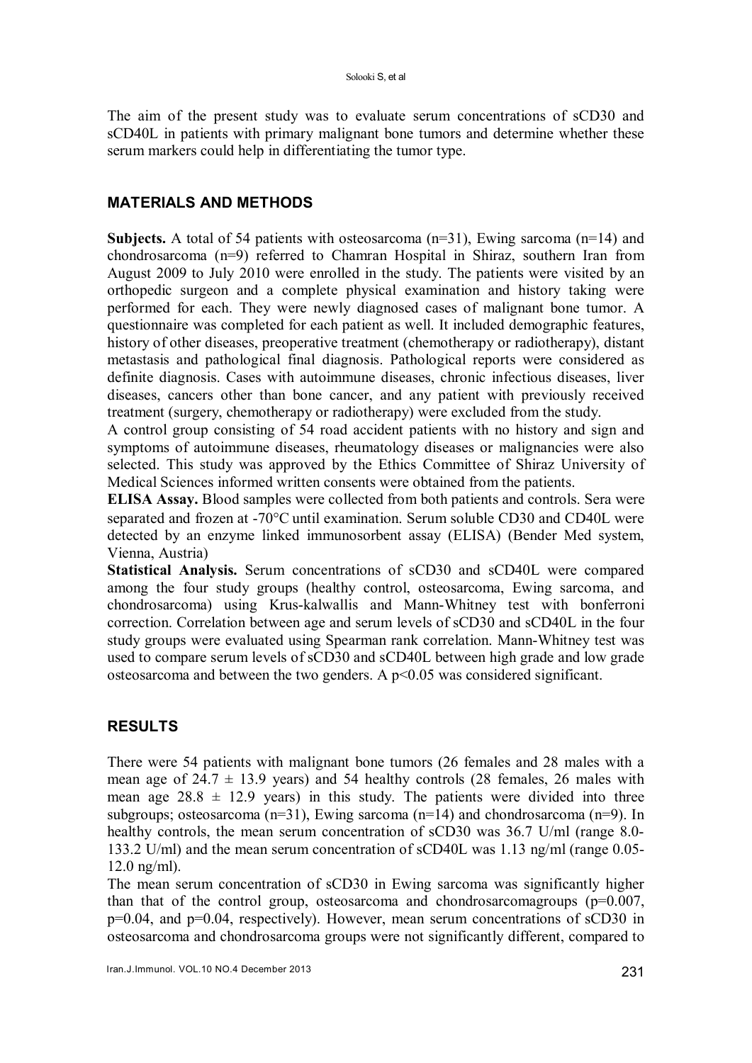The aim of the present study was to evaluate serum concentrations of sCD30 and sCD40L in patients with primary malignant bone tumors and determine whether these serum markers could help in differentiating the tumor type.

## MATERIALS AND METHODS

**Subjects.** A total of 54 patients with osteosarcoma (n=31), Ewing sarcoma (n=14) and chondrosarcoma (n=9) referred to Chamran Hospital in Shiraz, southern Iran from August 2009 to July 2010 were enrolled in the study. The patients were visited by an orthopedic surgeon and a complete physical examination and history taking were performed for each. They were newly diagnosed cases of malignant bone tumor. A questionnaire was completed for each patient as well. It included demographic features, history of other diseases, preoperative treatment (chemotherapy or radiotherapy), distant metastasis and pathological final diagnosis. Pathological reports were considered as definite diagnosis. Cases with autoimmune diseases, chronic infectious diseases, liver diseases, cancers other than bone cancer, and any patient with previously received treatment (surgery, chemotherapy or radiotherapy) were excluded from the study.

A control group consisting of 54 road accident patients with no history and sign and symptoms of autoimmune diseases, rheumatology diseases or malignancies were also selected. This study was approved by the Ethics Committee of Shiraz University of Medical Sciences informed written consents were obtained from the patients.

**ELISA Assay.** Blood samples were collected from both patients and controls. Sera were separated and frozen at -70°C until examination. Serum soluble CD30 and CD40L were detected by an enzyme linked immunosorbent assay (ELISA) (Bender Med system, Vienna, Austria)

**Statistical Analysis.** Serum concentrations of sCD30 and sCD40L were compared among the four study groups (healthy control, osteosarcoma, Ewing sarcoma, and chondrosarcoma) using Krus-kalwallis and Mann-Whitney test with bonferroni correction. Correlation between age and serum levels of sCD30 and sCD40L in the four study groups were evaluated using Spearman rank correlation. Mann-Whitney test was used to compare serum levels of sCD30 and sCD40L between high grade and low grade osteosarcoma and between the two genders. A $p<0.05$ was considered significant.

## RESULTS

There were 54 patients with malignant bone tumors (26 females and 28 males with a mean age of $24.7 \pm 13.9$ years) and 54 healthy controls (28 females, 26 males with mean age $28.8 \pm 12.9$ years) in this study. The patients were divided into three subgroups; osteosarcoma (n=31), Ewing sarcoma (n=14) and chondrosarcoma (n=9). In healthy controls, the mean serum concentration of sCD30 was 36.7 U/ml (range 8.0-133.2 U/ml) and the mean serum concentration of sCD40L was 1.13 ng/ml (range 0.05-12.0 ng/ml).

The mean serum concentration of sCD30 in Ewing sarcoma was significantly higher than that of the control group, osteosarcoma and chondrosarcomagroups ($p=0.007$, $p=0.04$, and $p=0.04$, respectively). However, mean serum concentrations of sCD30 in osteosarcoma and chondrosarcoma groups were not significantly different, compared to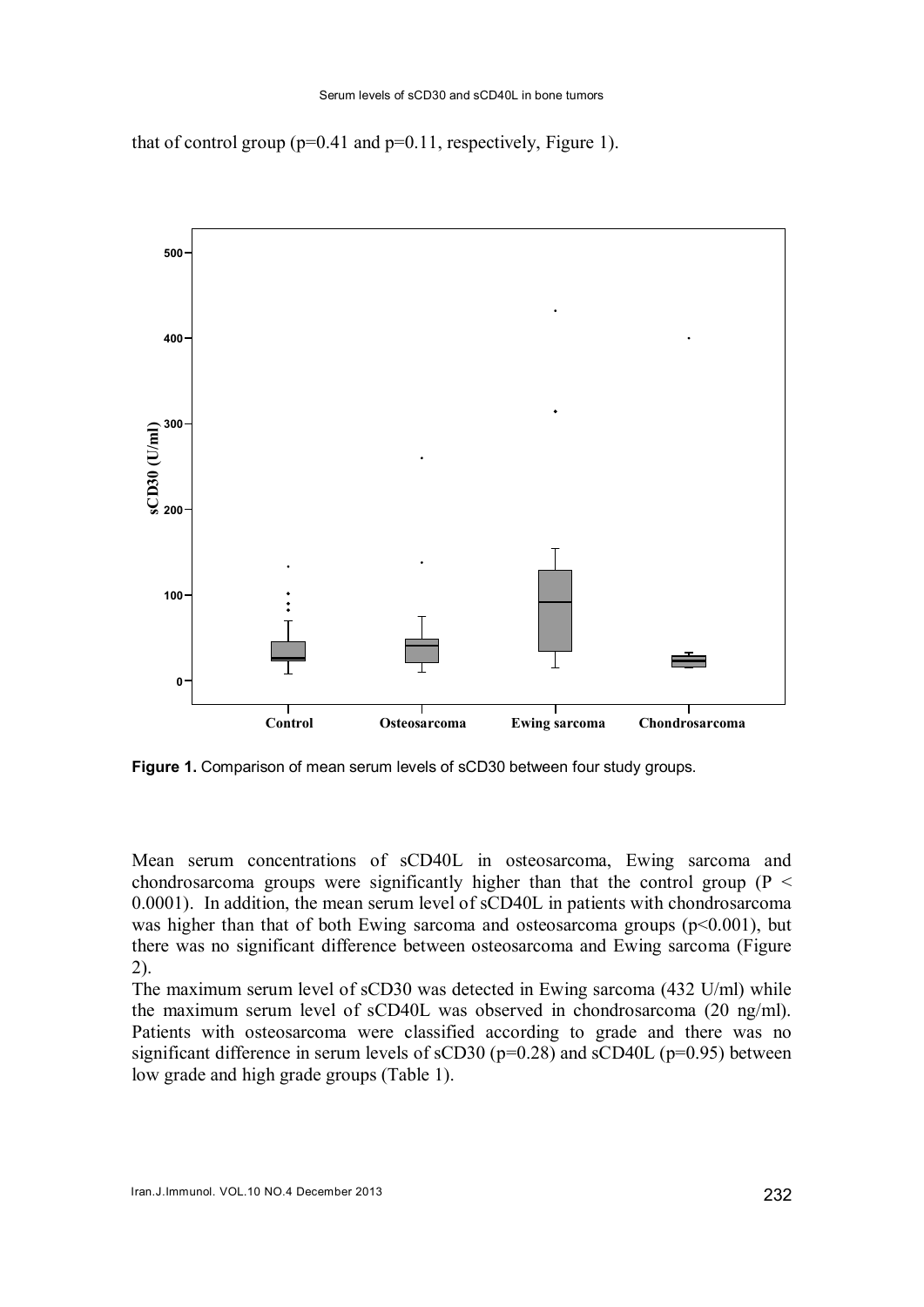that of control group (p=0.41 and p=0.11, respectively, Figure 1).

**Figure 1.** Comparison of mean serum levels of sCD30 between four study groups.

Mean serum concentrations of sCD40L in osteosarcoma, Ewing sarcoma and chondrosarcoma groups were significantly higher than that the control group ($P < 0.0001$). In addition, the mean serum level of sCD40L in patients with chondrosarcoma was higher than that of both Ewing sarcoma and osteosarcoma groups ($p<0.001$), but there was no significant difference between osteosarcoma and Ewing sarcoma (Figure 2).

The maximum serum level of sCD30 was detected in Ewing sarcoma (432 U/ml) while the maximum serum level of sCD40L was observed in chondrosarcoma (20 ng/ml). Patients with osteosarcoma were classified according to grade and there was no significant difference in serum levels of sCD30 (p=0.28) and sCD40L (p=0.95) between low grade and high grade groups (Table 1).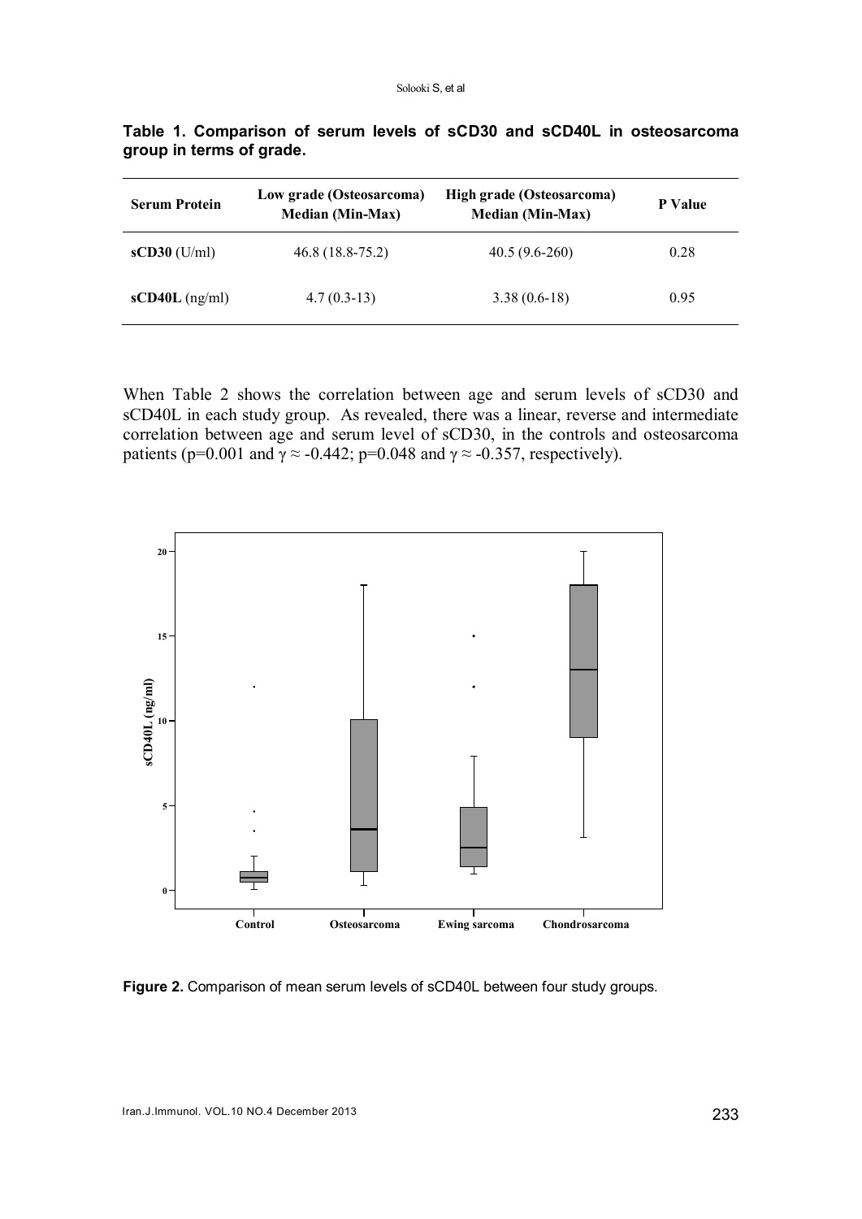**Table 1. Comparison of serum levels of sCD30 and sCD40L in osteosarcoma group in terms of grade.**

| Serum Protein | Low grade (Osteosarcoma) Median (Min-Max) | High grade (Osteosarcoma) Median (Min-Max) | P Value |
|---|---|---|---|
| **sCD30** (U/ml) | 46.8 (18.8-75.2) | 40.5 (9.6-260) | 0.28 |
| **sCD40L** (ng/ml) | 4.7 (0.3-13) | 3.38 (0.6-18) | 0.95 |

When Table 2 shows the correlation between age and serum levels of sCD30 and sCD40L in each study group. As revealed, there was a linear, reverse and intermediate correlation between age and serum level of sCD30, in the controls and osteosarcoma patients (p=0.001 and $\gamma \approx -0.442$; p=0.048 and $\gamma \approx -0.357$, respectively).

**Figure 2.** Comparison of mean serum levels of sCD40L between four study groups.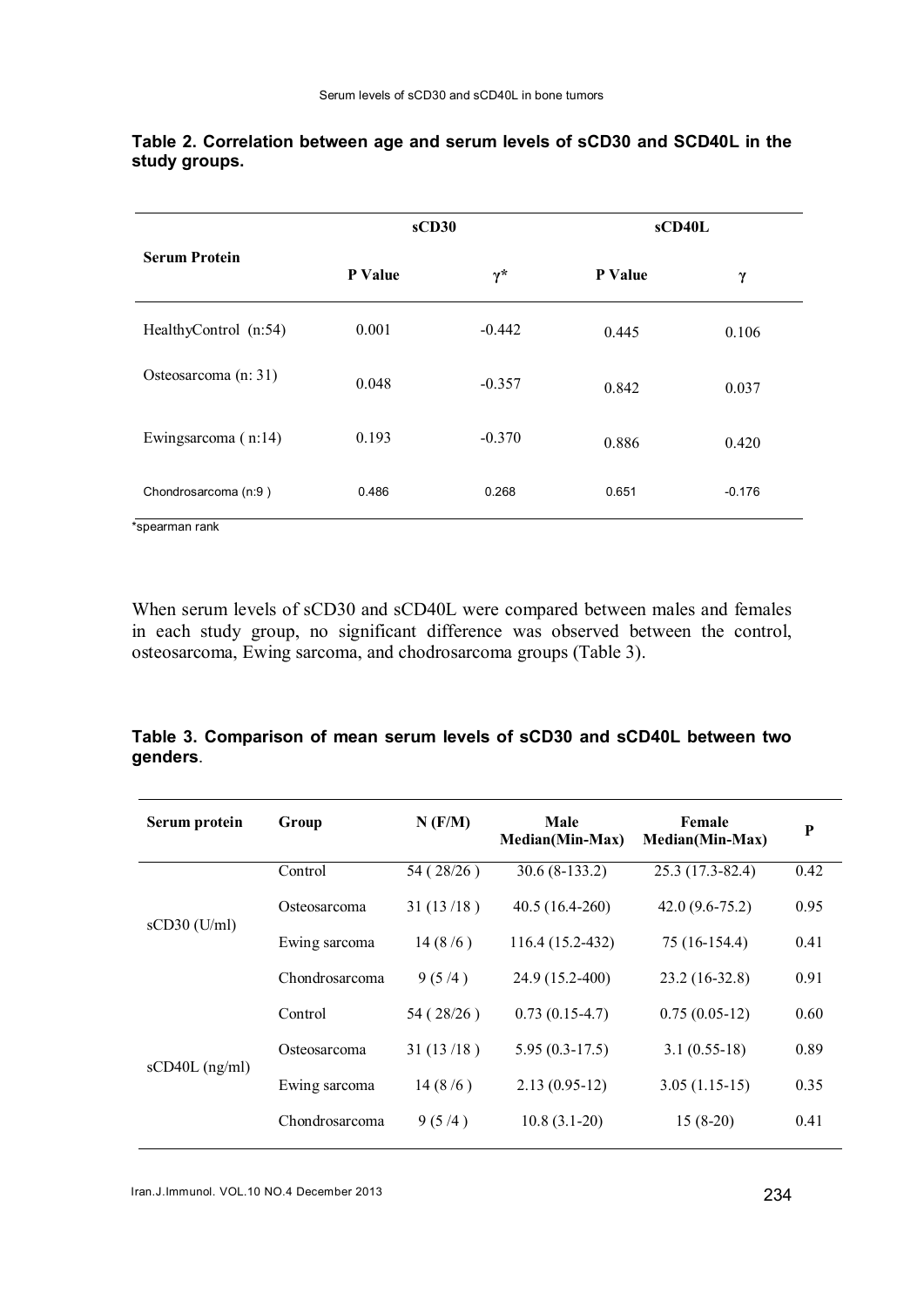**Table 2. Correlation between age and serum levels of sCD30 and SCD40L in the study groups.**

| Serum Protein | sCD30 | | sCD40L | |
|---|---|---|---|---|
| | P Value | γ* | P Value | γ |
| HealthyControl (n:54) | 0.001 | -0.442 | 0.445 | 0.106 |
| Osteosarcoma (n: 31) | 0.048 | -0.357 | 0.842 | 0.037 |
| Ewingsarcoma ( n:14) | 0.193 | -0.370 | 0.886 | 0.420 |
| Chondrosarcoma (n:9 ) | 0.486 | 0.268 | 0.651 | -0.176 |

*spearman rank

When serum levels of sCD30 and sCD40L were compared between males and females in each study group, no significant difference was observed between the control, osteosarcoma, Ewing sarcoma, and chodrosarcoma groups (Table 3).

**Table 3. Comparison of mean serum levels of sCD30 and sCD40L between two genders**.

| Serum protein | Group | N (F/M) | Male Median(Min-Max) | Female Median(Min-Max) | P |
|---|---|---|---|---|---|
| sCD30 (U/ml) | Control | 54 ( 28/26 ) | 30.6 (8-133.2) | 25.3 (17.3-82.4) | 0.42 |
| | Osteosarcoma | 31 (13 /18 ) | 40.5 (16.4-260) | 42.0 (9.6-75.2) | 0.95 |
| | Ewing sarcoma | 14 (8 /6 ) | 116.4 (15.2-432) | 75 (16-154.4) | 0.41 |
| | Chondrosarcoma | 9 (5 /4 ) | 24.9 (15.2-400) | 23.2 (16-32.8) | 0.91 |
| sCD40L (ng/ml) | Control | 54 ( 28/26 ) | 0.73 (0.15-4.7) | 0.75 (0.05-12) | 0.60 |
| | Osteosarcoma | 31 (13 /18 ) | 5.95 (0.3-17.5) | 3.1 (0.55-18) | 0.89 |
| | Ewing sarcoma | 14 (8 /6 ) | 2.13 (0.95-12) | 3.05 (1.15-15) | 0.35 |
| | Chondrosarcoma | 9 (5 /4 ) | 10.8 (3.1-20) | 15 (8-20) | 0.41 |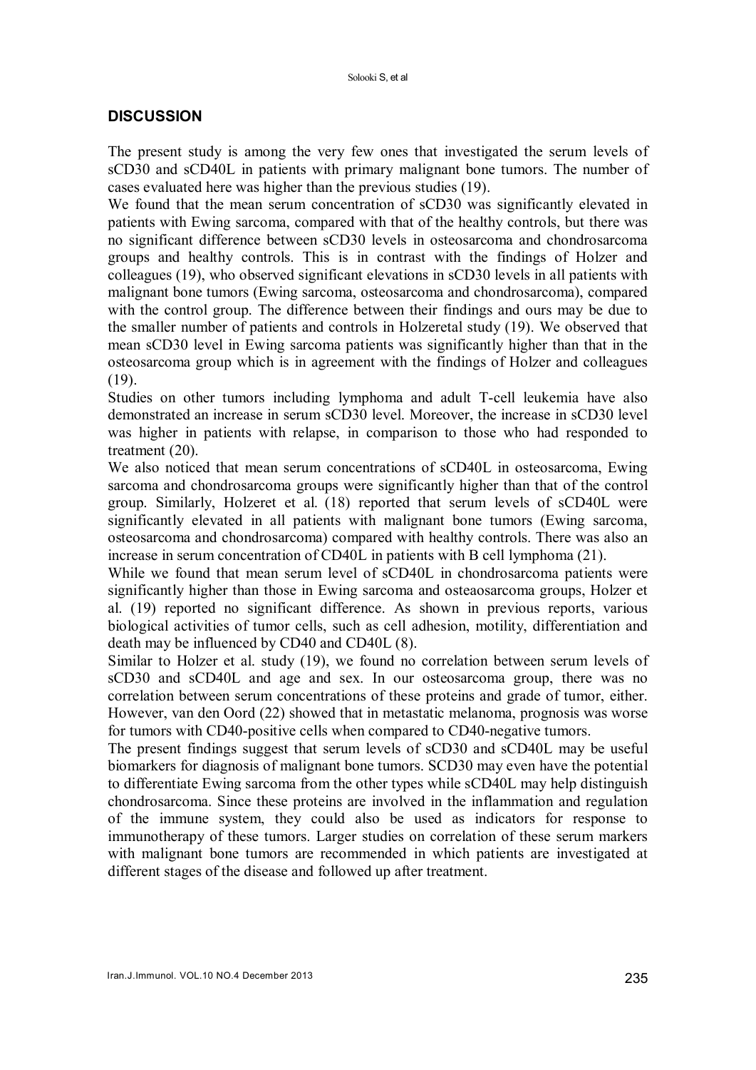## DISCUSSION

The present study is among the very few ones that investigated the serum levels of sCD30 and sCD40L in patients with primary malignant bone tumors. The number of cases evaluated here was higher than the previous studies (19).

We found that the mean serum concentration of sCD30 was significantly elevated in patients with Ewing sarcoma, compared with that of the healthy controls, but there was no significant difference between sCD30 levels in osteosarcoma and chondrosarcoma groups and healthy controls. This is in contrast with the findings of Holzer and colleagues (19), who observed significant elevations in sCD30 levels in all patients with malignant bone tumors (Ewing sarcoma, osteosarcoma and chondrosarcoma), compared with the control group. The difference between their findings and ours may be due to the smaller number of patients and controls in Holzeretal study (19). We observed that mean sCD30 level in Ewing sarcoma patients was significantly higher than that in the osteosarcoma group which is in agreement with the findings of Holzer and colleagues (19).

Studies on other tumors including lymphoma and adult T-cell leukemia have also demonstrated an increase in serum sCD30 level. Moreover, the increase in sCD30 level was higher in patients with relapse, in comparison to those who had responded to treatment (20).

We also noticed that mean serum concentrations of sCD40L in osteosarcoma, Ewing sarcoma and chondrosarcoma groups were significantly higher than that of the control group. Similarly, Holzeret et al. (18) reported that serum levels of sCD40L were significantly elevated in all patients with malignant bone tumors (Ewing sarcoma, osteosarcoma and chondrosarcoma) compared with healthy controls. There was also an increase in serum concentration of CD40L in patients with B cell lymphoma (21).

While we found that mean serum level of sCD40L in chondrosarcoma patients were significantly higher than those in Ewing sarcoma and osteaosarcoma groups, Holzer et al. (19) reported no significant difference. As shown in previous reports, various biological activities of tumor cells, such as cell adhesion, motility, differentiation and death may be influenced by CD40 and CD40L (8).

Similar to Holzer et al. study (19), we found no correlation between serum levels of sCD30 and sCD40L and age and sex. In our osteosarcoma group, there was no correlation between serum concentrations of these proteins and grade of tumor, either. However, van den Oord (22) showed that in metastatic melanoma, prognosis was worse for tumors with CD40-positive cells when compared to CD40-negative tumors.

The present findings suggest that serum levels of sCD30 and sCD40L may be useful biomarkers for diagnosis of malignant bone tumors. SCD30 may even have the potential to differentiate Ewing sarcoma from the other types while sCD40L may help distinguish chondrosarcoma. Since these proteins are involved in the inflammation and regulation of the immune system, they could also be used as indicators for response to immunotherapy of these tumors. Larger studies on correlation of these serum markers with malignant bone tumors are recommended in which patients are investigated at different stages of the disease and followed up after treatment.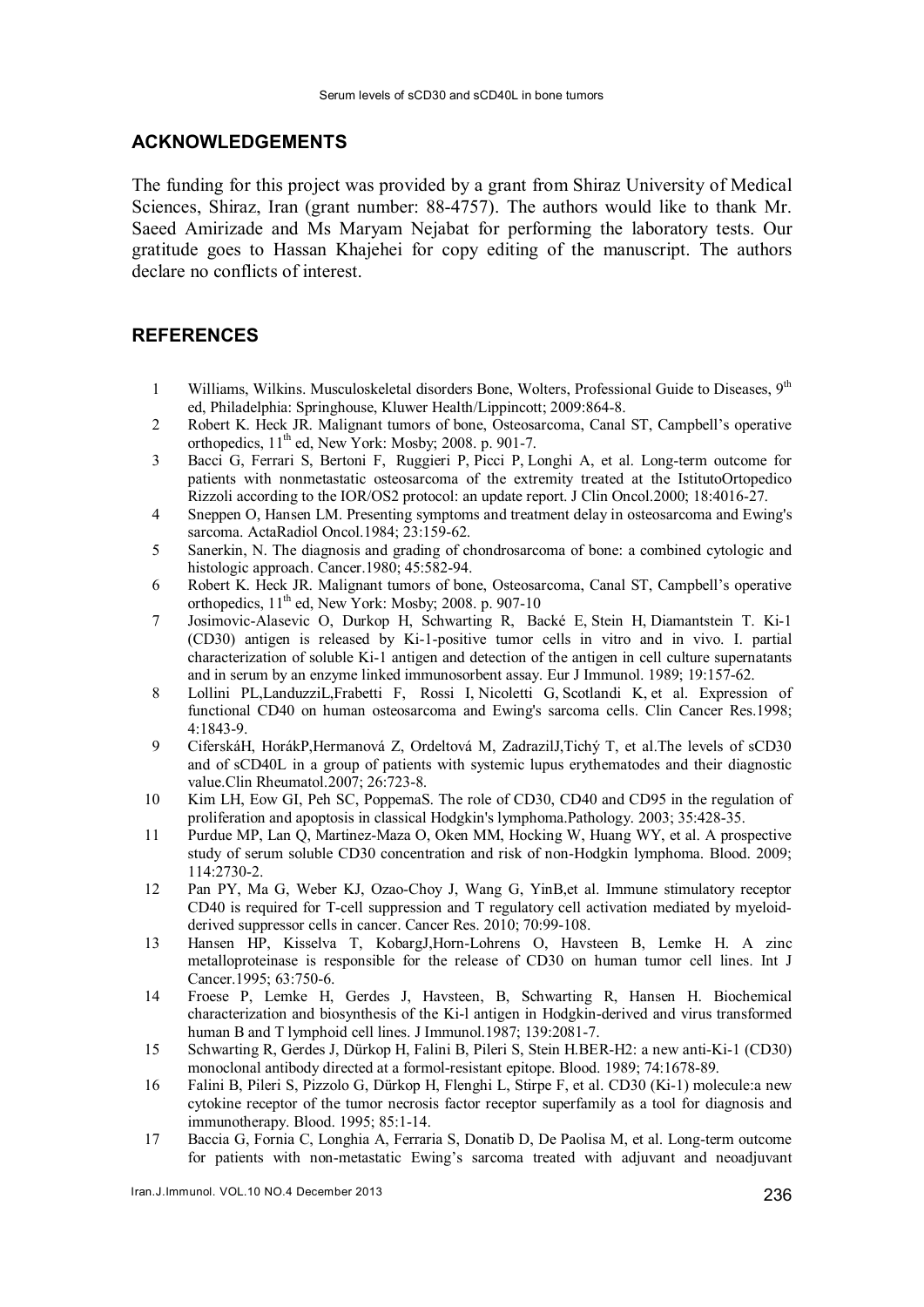## ACKNOWLEDGEMENTS

The funding for this project was provided by a grant from Shiraz University of Medical Sciences, Shiraz, Iran (grant number: 88-4757). The authors would like to thank Mr. Saeed Amirizade and Ms Maryam Nejabat for performing the laboratory tests. Our gratitude goes to Hassan Khajehei for copy editing of the manuscript. The authors declare no conflicts of interest.

## REFERENCES

1. Williams, Wilkins. Musculoskeletal disorders Bone, Wolters, Professional Guide to Diseases, 9th ed, Philadelphia: Springhouse, Kluwer Health/Lippincott; 2009:864-8.
2. Robert K. Heck JR. Malignant tumors of bone, Osteosarcoma, Canal ST, Campbell's operative orthopedics, 11th ed, New York: Mosby; 2008. p. 901-7.
3. Bacci G, Ferrari S, Bertoni F, Ruggieri P, Picci P, Longhi A, et al. Long-term outcome for patients with nonmetastatic osteosarcoma of the extremity treated at the IstitutoOrtopedico Rizzoli according to the IOR/OS2 protocol: an update report. J Clin Oncol.2000; 18:4016-27.
4. Sneppen O, Hansen LM. Presenting symptoms and treatment delay in osteosarcoma and Ewing's sarcoma. ActaRadiol Oncol.1984; 23:159-62.
5. Sanerkin, N. The diagnosis and grading of chondrosarcoma of bone: a combined cytologic and histologic approach. Cancer.1980; 45:582-94.
6. Robert K. Heck JR. Malignant tumors of bone, Osteosarcoma, Canal ST, Campbell's operative orthopedics, 11th ed, New York: Mosby; 2008. p. 907-10
7. Josimovic-Alasevic O, Durkop H, Schwarting R, Backé E, Stein H, Diamantstein T. Ki-1 (CD30) antigen is released by Ki-1-positive tumor cells in vitro and in vivo. I. partial characterization of soluble Ki-1 antigen and detection of the antigen in cell culture supernatants and in serum by an enzyme linked immunosorbent assay. Eur J Immunol. 1989; 19:157-62.
8. Lollini PL,LanduzziL,Frabetti F, Rossi I, Nicoletti G, Scotlandi K, et al. Expression of functional CD40 on human osteosarcoma and Ewing's sarcoma cells. Clin Cancer Res.1998; 4:1843-9.
9. CiferskáH, HorákP,Hermanová Z, Ordeltová M, ZadrazilJ,Tichý T, et al.The levels of sCD30 and of sCD40L in a group of patients with systemic lupus erythematodes and their diagnostic value.Clin Rheumatol.2007; 26:723-8.
10. Kim LH, Eow GI, Peh SC, PoppemaS. The role of CD30, CD40 and CD95 in the regulation of proliferation and apoptosis in classical Hodgkin's lymphoma.Pathology. 2003; 35:428-35.
11. Purdue MP, Lan Q, Martinez-Maza O, Oken MM, Hocking W, Huang WY, et al. A prospective study of serum soluble CD30 concentration and risk of non-Hodgkin lymphoma. Blood. 2009; 114:2730-2.
12. Pan PY, Ma G, Weber KJ, Ozao-Choy J, Wang G, YinB,et al. Immune stimulatory receptor CD40 is required for T-cell suppression and T regulatory cell activation mediated by myeloid-derived suppressor cells in cancer. Cancer Res. 2010; 70:99-108.
13. Hansen HP, Kisselva T, KobargJ,Horn-Lohrens O, Havsteen B, Lemke H. A zinc metalloproteinase is responsible for the release of CD30 on human tumor cell lines. Int J Cancer.1995; 63:750-6.
14. Froese P, Lemke H, Gerdes J, Havsteen, B, Schwarting R, Hansen H. Biochemical characterization and biosynthesis of the Ki-l antigen in Hodgkin-derived and virus transformed human B and T lymphoid cell lines. J Immunol.1987; 139:2081-7.
15. Schwarting R, Gerdes J, Dürkop H, Falini B, Pileri S, Stein H.BER-H2: a new anti-Ki-1 (CD30) monoclonal antibody directed at a formol-resistant epitope. Blood. 1989; 74:1678-89.
16. Falini B, Pileri S, Pizzolo G, Dürkop H, Flenghi L, Stirpe F, et al. CD30 (Ki-1) molecule:a new cytokine receptor of the tumor necrosis factor receptor superfamily as a tool for diagnosis and immunotherapy. Blood. 1995; 85:1-14.
17. Baccia G, Fornia C, Longhia A, Ferraria S, Donatib D, De Paolisa M, et al. Long-term outcome for patients with non-metastatic Ewing's sarcoma treated with adjuvant and neoadjuvant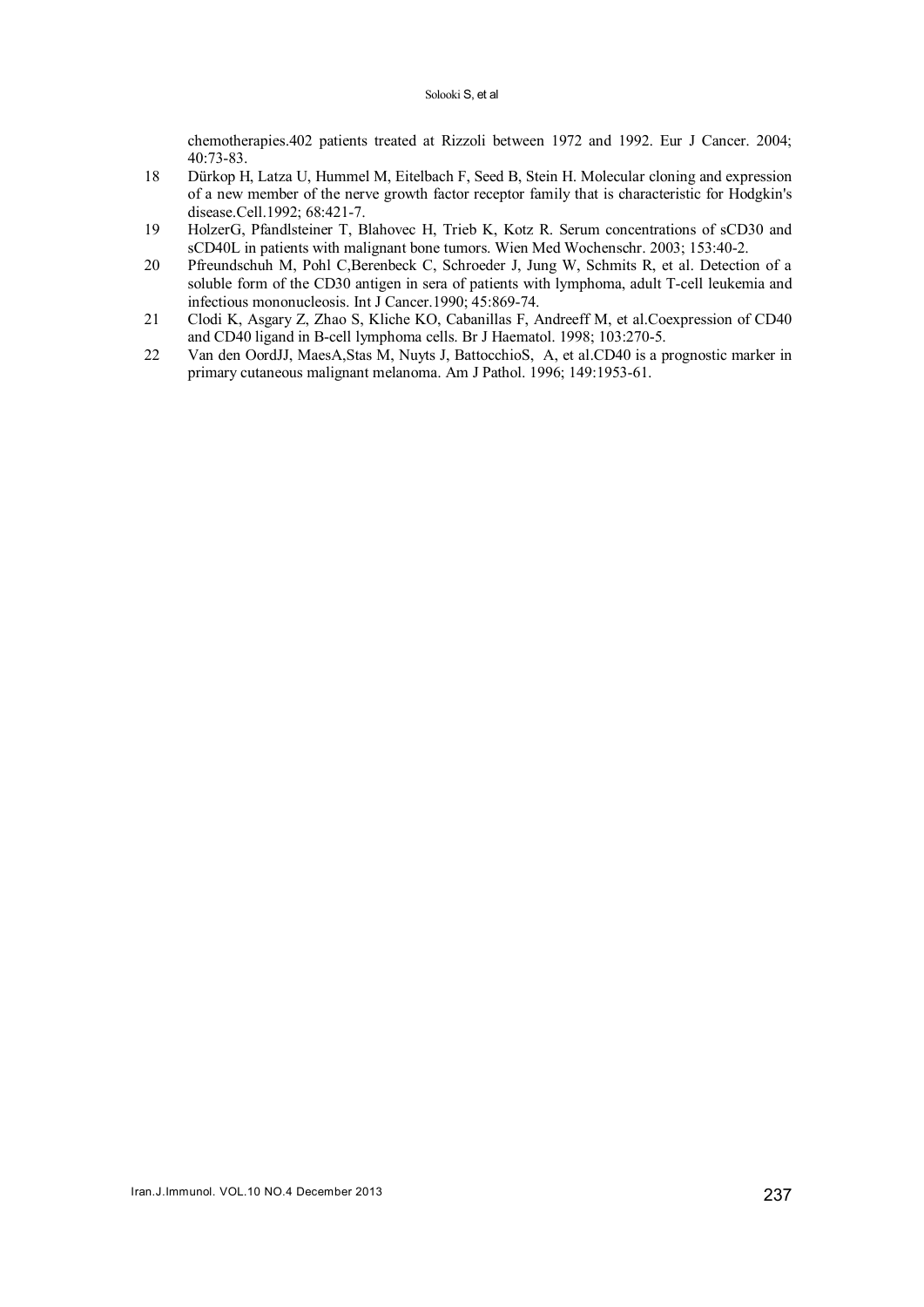chemotherapies.402 patients treated at Rizzoli between 1972 and 1992. Eur J Cancer. 2004; 40:73-83.

18 Dürkop H, Latza U, Hummel M, Eitelbach F, Seed B, Stein H. Molecular cloning and expression of a new member of the nerve growth factor receptor family that is characteristic for Hodgkin's disease.Cell.1992; 68:421-7.

19 HolzerG, Pfandlsteiner T, Blahovec H, Trieb K, Kotz R. Serum concentrations of sCD30 and sCD40L in patients with malignant bone tumors. Wien Med Wochenschr. 2003; 153:40-2.

20 Pfreundschuh M, Pohl C,Berenbeck C, Schroeder J, Jung W, Schmits R, et al. Detection of a soluble form of the CD30 antigen in sera of patients with lymphoma, adult T-cell leukemia and infectious mononucleosis. Int J Cancer.1990; 45:869-74.

21 Clodi K, Asgary Z, Zhao S, Kliche KO, Cabanillas F, Andreeff M, et al.Coexpression of CD40 and CD40 ligand in B-cell lymphoma cells. Br J Haematol. 1998; 103:270-5.

22 Van den OordJJ, MaesA,Stas M, Nuyts J, BattocchioS, A, et al.CD40 is a prognostic marker in primary cutaneous malignant melanoma. Am J Pathol. 1996; 149:1953-61.